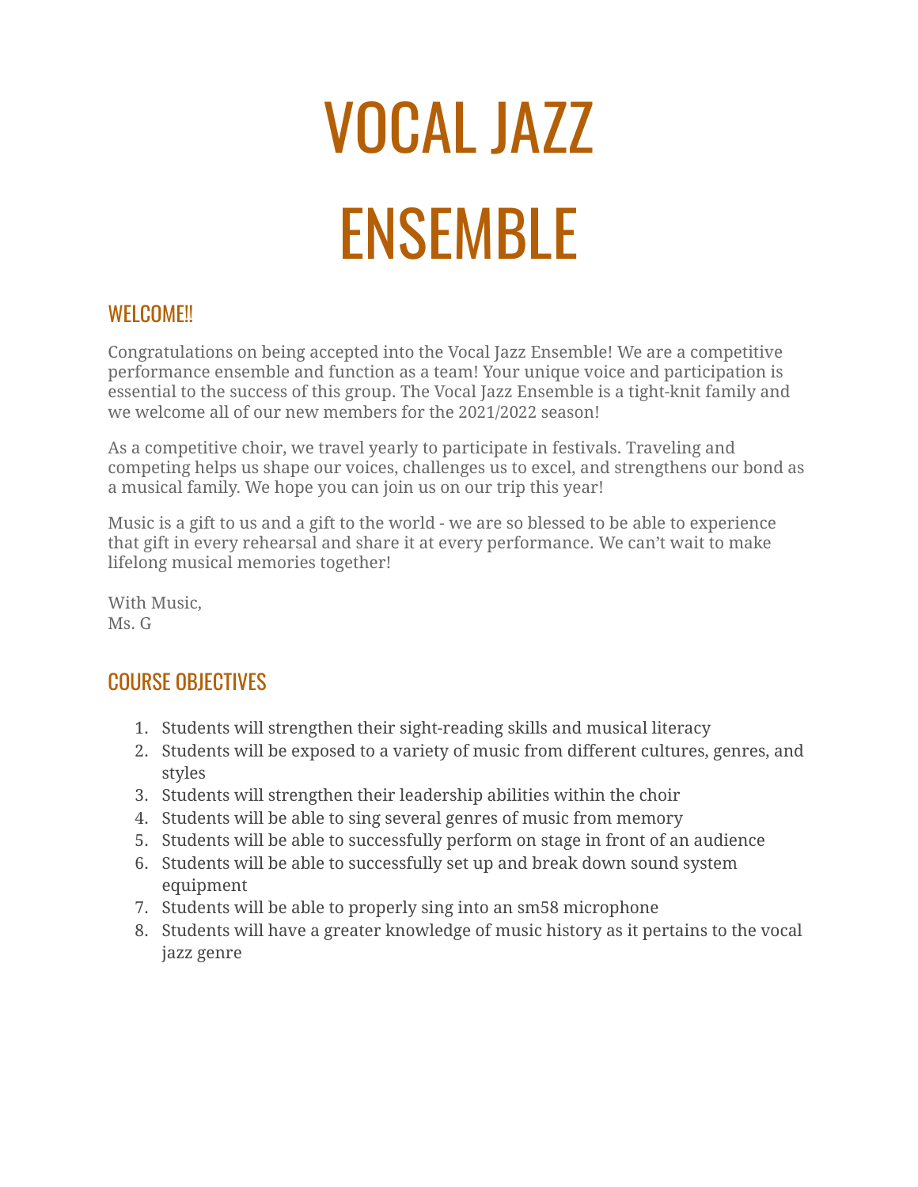# VOCAL JAZZ ENSEMBLE

## WELCOME!!

Congratulations on being accepted into the Vocal Jazz Ensemble! We are a competitive performance ensemble and function as a team! Your unique voice and participation is essential to the success of this group. The Vocal Jazz Ensemble is a tight-knit family and we welcome all of our new members for the 2021/2022 season!

As a competitive choir, we travel yearly to participate in festivals. Traveling and competing helps us shape our voices, challenges us to excel, and strengthens our bond as a musical family. We hope you can join us on our trip this year!

Music is a gift to us and a gift to the world - we are so blessed to be able to experience that gift in every rehearsal and share it at every performance. We can't wait to make lifelong musical memories together!

With Music,
Ms. G

## COURSE OBJECTIVES

1. Students will strengthen their sight-reading skills and musical literacy
2. Students will be exposed to a variety of music from different cultures, genres, and styles
3. Students will strengthen their leadership abilities within the choir
4. Students will be able to sing several genres of music from memory
5. Students will be able to successfully perform on stage in front of an audience
6. Students will be able to successfully set up and break down sound system equipment
7. Students will be able to properly sing into an sm58 microphone
8. Students will have a greater knowledge of music history as it pertains to the vocal jazz genre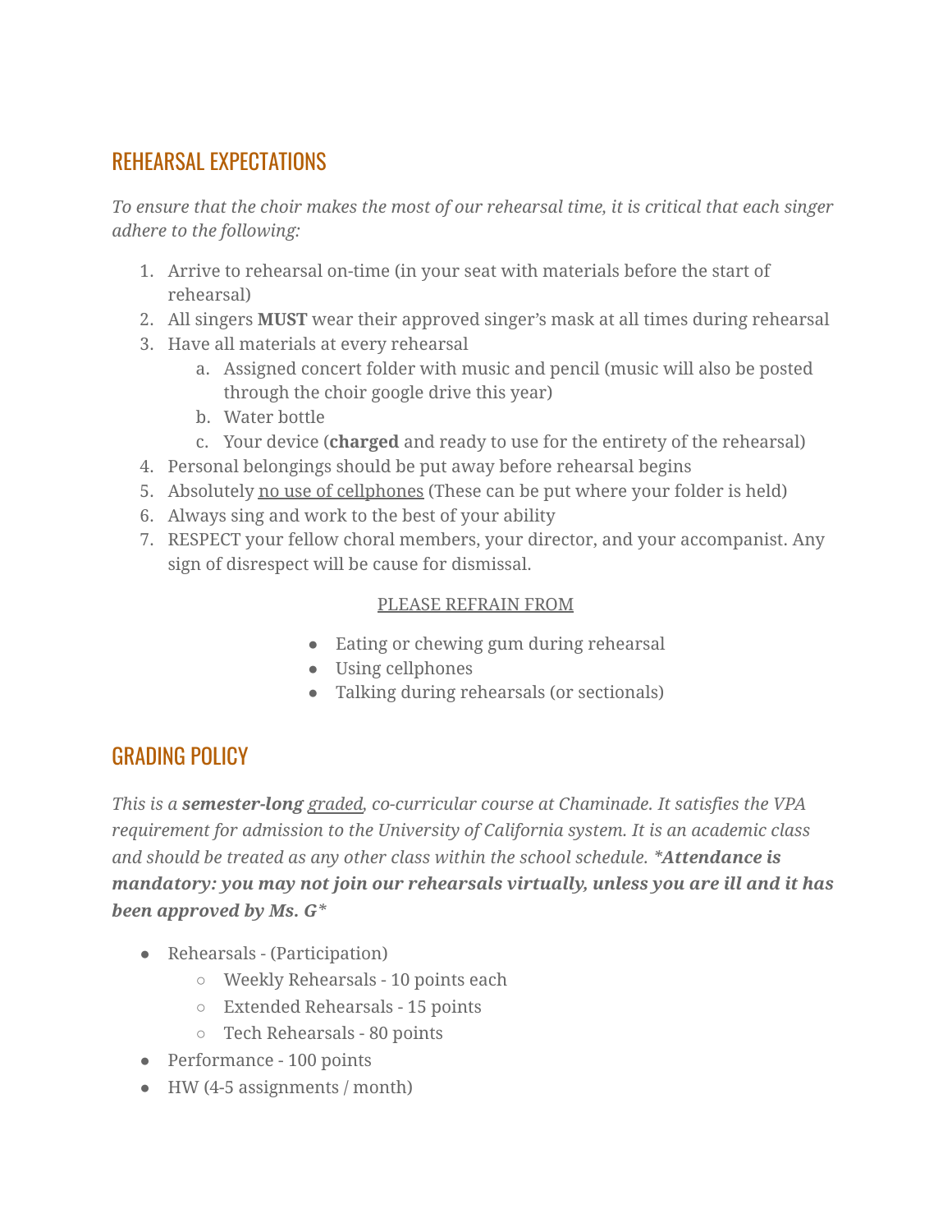## REHEARSAL EXPECTATIONS

*To ensure that the choir makes the most of our rehearsal time, it is critical that each singer adhere to the following:*

1. Arrive to rehearsal on-time (in your seat with materials before the start of rehearsal)
2. All singers **MUST** wear their approved singer's mask at all times during rehearsal
3. Have all materials at every rehearsal
   a. Assigned concert folder with music and pencil (music will also be posted through the choir google drive this year)
   b. Water bottle
   c. Your device (**charged** and ready to use for the entirety of the rehearsal)
4. Personal belongings should be put away before rehearsal begins
5. Absolutely <u>no use of cellphones</u> (These can be put where your folder is held)
6. Always sing and work to the best of your ability
7. RESPECT your fellow choral members, your director, and your accompanist. Any sign of disrespect will be cause for dismissal.

<u>PLEASE REFRAIN FROM</u>

- Eating or chewing gum during rehearsal
- Using cellphones
- Talking during rehearsals (or sectionals)

## GRADING POLICY

*This is a **semester-long** <u>graded</u>, co-curricular course at Chaminade. It satisfies the VPA requirement for admission to the University of California system. It is an academic class and should be treated as any other class within the school schedule. **\*Attendance is mandatory: you may not join our rehearsals virtually, unless you are ill and it has been approved by Ms. G\****

- Rehearsals - (Participation)
  - Weekly Rehearsals - 10 points each
  - Extended Rehearsals - 15 points
  - Tech Rehearsals - 80 points
- Performance - 100 points
- HW (4-5 assignments / month)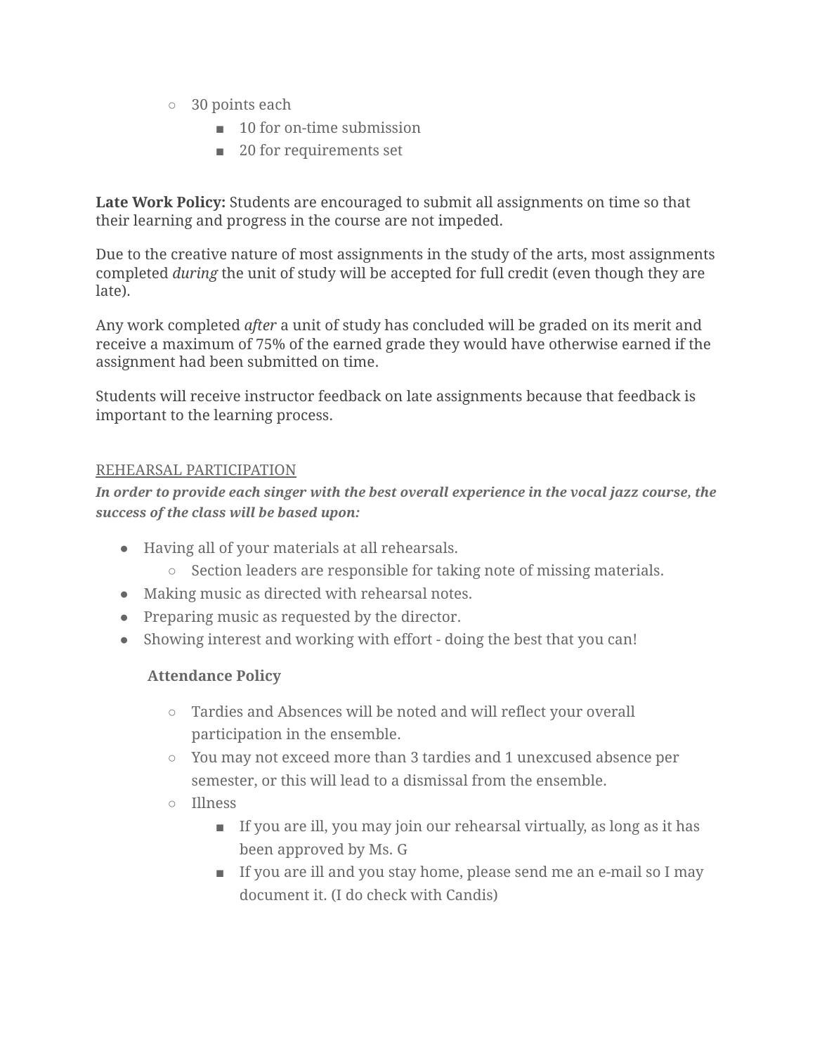- 30 points each
  - 10 for on-time submission
  - 20 for requirements set

**Late Work Policy:** Students are encouraged to submit all assignments on time so that their learning and progress in the course are not impeded.

Due to the creative nature of most assignments in the study of the arts, most assignments completed *during* the unit of study will be accepted for full credit (even though they are late).

Any work completed *after* a unit of study has concluded will be graded on its merit and receive a maximum of 75% of the earned grade they would have otherwise earned if the assignment had been submitted on time.

Students will receive instructor feedback on late assignments because that feedback is important to the learning process.

<u>REHEARSAL PARTICIPATION</u>

***In order to provide each singer with the best overall experience in the vocal jazz course, the success of the class will be based upon:***

- Having all of your materials at all rehearsals.
  - Section leaders are responsible for taking note of missing materials.
- Making music as directed with rehearsal notes.
- Preparing music as requested by the director.
- Showing interest and working with effort - doing the best that you can!

**Attendance Policy**

- Tardies and Absences will be noted and will reflect your overall participation in the ensemble.
- You may not exceed more than 3 tardies and 1 unexcused absence per semester, or this will lead to a dismissal from the ensemble.
- Illness
  - If you are ill, you may join our rehearsal virtually, as long as it has been approved by Ms. G
  - If you are ill and you stay home, please send me an e-mail so I may document it. (I do check with Candis)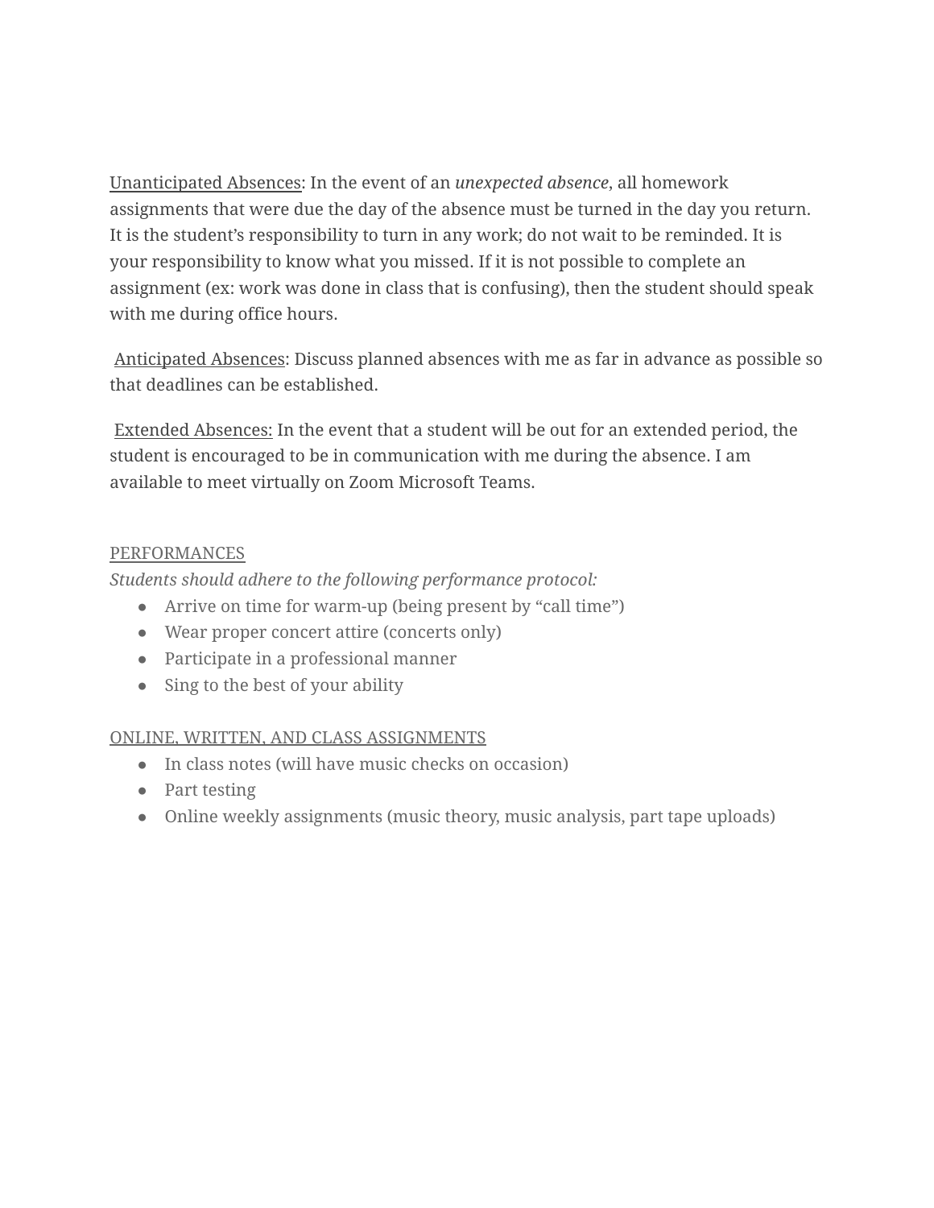Unanticipated Absences: In the event of an *unexpected absence*, all homework assignments that were due the day of the absence must be turned in the day you return. It is the student's responsibility to turn in any work; do not wait to be reminded. It is your responsibility to know what you missed. If it is not possible to complete an assignment (ex: work was done in class that is confusing), then the student should speak with me during office hours.

Anticipated Absences: Discuss planned absences with me as far in advance as possible so that deadlines can be established.

Extended Absences: In the event that a student will be out for an extended period, the student is encouraged to be in communication with me during the absence. I am available to meet virtually on Zoom Microsoft Teams.

## PERFORMANCES

*Students should adhere to the following performance protocol:*

- Arrive on time for warm-up (being present by "call time")
- Wear proper concert attire (concerts only)
- Participate in a professional manner
- Sing to the best of your ability

## ONLINE, WRITTEN, AND CLASS ASSIGNMENTS

- In class notes (will have music checks on occasion)
- Part testing
- Online weekly assignments (music theory, music analysis, part tape uploads)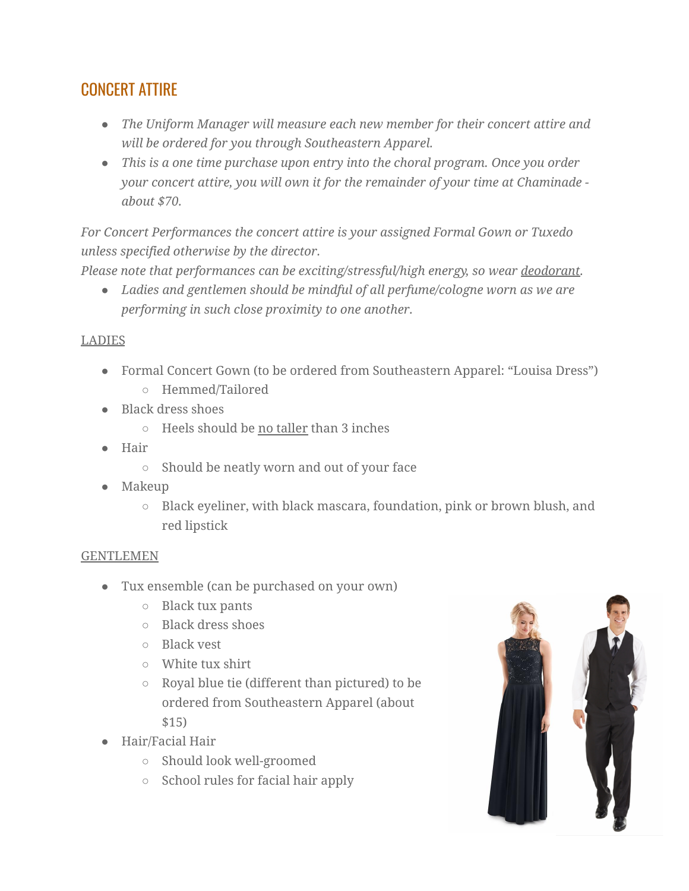## CONCERT ATTIRE

- *The Uniform Manager will measure each new member for their concert attire and will be ordered for you through Southeastern Apparel.*
- *This is a one time purchase upon entry into the choral program. Once you order your concert attire, you will own it for the remainder of your time at Chaminade - about $70.*

*For Concert Performances the concert attire is your assigned Formal Gown or Tuxedo unless specified otherwise by the director.*
*Please note that performances can be exciting/stressful/high energy, so wear deodorant.*

- *Ladies and gentlemen should be mindful of all perfume/cologne worn as we are performing in such close proximity to one another.*

LADIES

- Formal Concert Gown (to be ordered from Southeastern Apparel: "Louisa Dress")
  - Hemmed/Tailored
- Black dress shoes
  - Heels should be no taller than 3 inches
- Hair
  - Should be neatly worn and out of your face
- Makeup
  - Black eyeliner, with black mascara, foundation, pink or brown blush, and red lipstick

GENTLEMEN

- Tux ensemble (can be purchased on your own)
  - Black tux pants
  - Black dress shoes
  - Black vest
  - White tux shirt
  - Royal blue tie (different than pictured) to be ordered from Southeastern Apparel (about $15)
- Hair/Facial Hair
  - Should look well-groomed
  - School rules for facial hair apply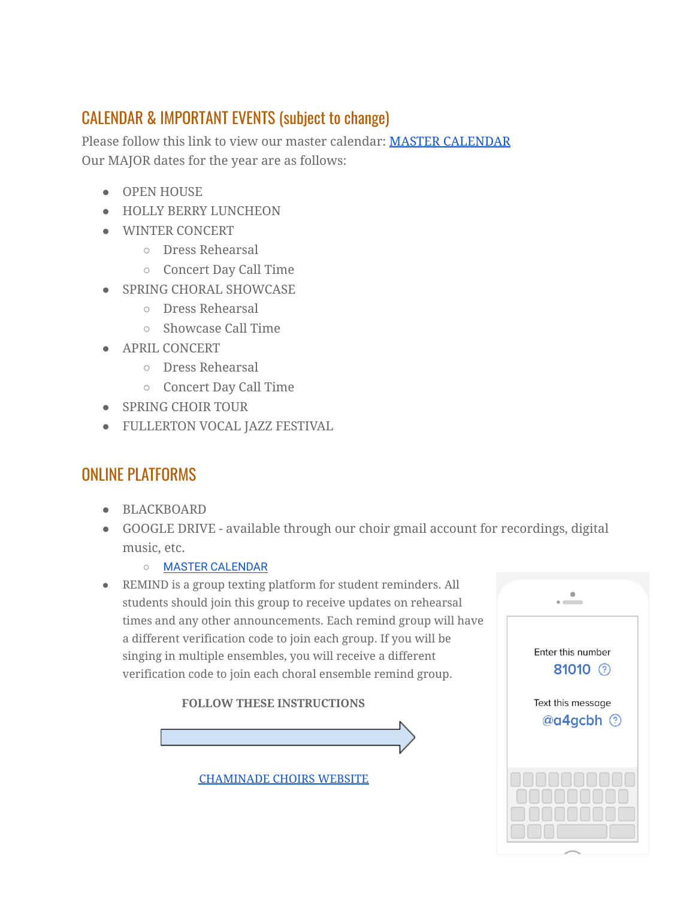## CALENDAR & IMPORTANT EVENTS (subject to change)

Please follow this link to view our master calendar: [MASTER CALENDAR]
Our MAJOR dates for the year are as follows:

- OPEN HOUSE
- HOLLY BERRY LUNCHEON
- WINTER CONCERT
  - Dress Rehearsal
  - Concert Day Call Time
- SPRING CHORAL SHOWCASE
  - Dress Rehearsal
  - Showcase Call Time
- APRIL CONCERT
  - Dress Rehearsal
  - Concert Day Call Time
- SPRING CHOIR TOUR
- FULLERTON VOCAL JAZZ FESTIVAL

## ONLINE PLATFORMS

- BLACKBOARD
- GOOGLE DRIVE - available through our choir gmail account for recordings, digital music, etc.
  - MASTER CALENDAR
- REMIND is a group texting platform for student reminders. All students should join this group to receive updates on rehearsal times and any other announcements. Each remind group will have a different verification code to join each group. If you will be singing in multiple ensembles, you will receive a different verification code to join each choral ensemble remind group.

**FOLLOW THESE INSTRUCTIONS**

→

CHAMINADE CHOIRS WEBSITE

Enter this number
81010

Text this message
@a4gcbh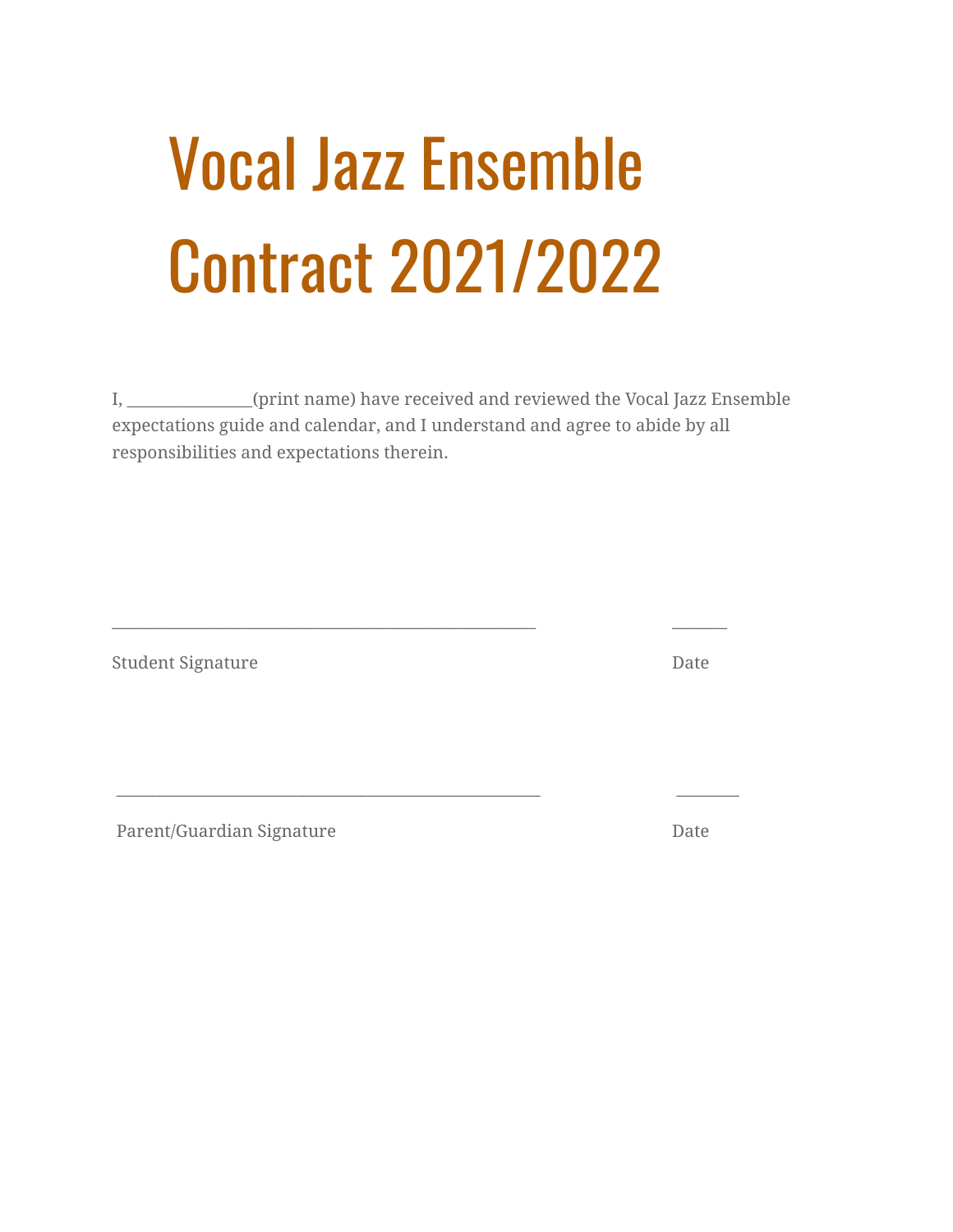# Vocal Jazz Ensemble Contract 2021/2022

I, _______________(print name) have received and reviewed the Vocal Jazz Ensemble expectations guide and calendar, and I understand and agree to abide by all responsibilities and expectations therein.

__________________________________________________ ______

Student Signature Date

__________________________________________________ _______

Parent/Guardian Signature Date